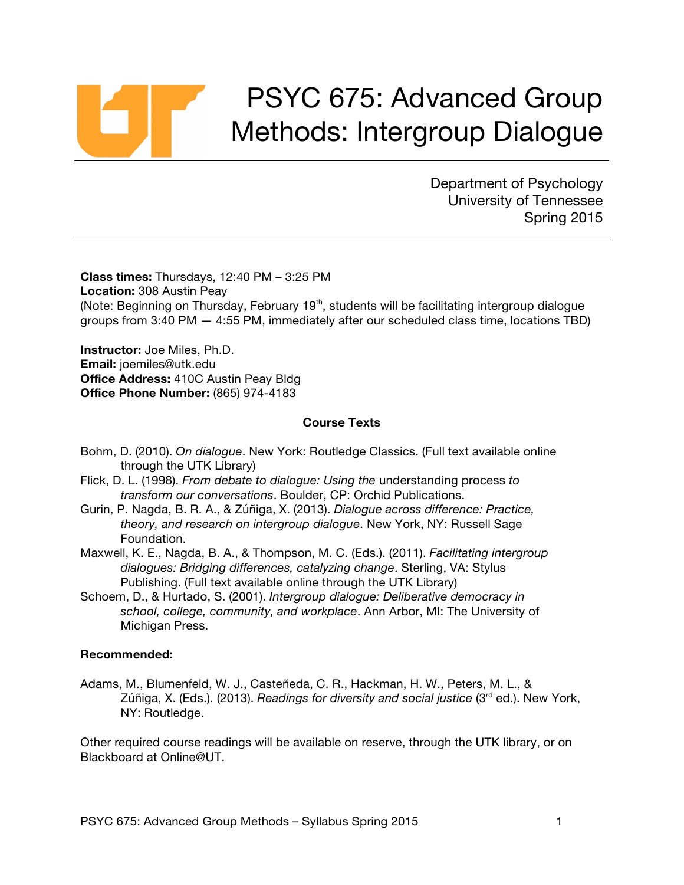# PSYC 675: Advanced Group Methods: Intergroup Dialogue

Department of Psychology
University of Tennessee
Spring 2015

**Class times:** Thursdays, 12:40 PM – 3:25 PM
**Location:** 308 Austin Peay
(Note: Beginning on Thursday, February 19th, students will be facilitating intergroup dialogue groups from 3:40 PM — 4:55 PM, immediately after our scheduled class time, locations TBD)

**Instructor:** Joe Miles, Ph.D.
**Email:** joemiles@utk.edu
**Office Address:** 410C Austin Peay Bldg
**Office Phone Number:** (865) 974-4183

**Course Texts**

Bohm, D. (2010). *On dialogue*. New York: Routledge Classics. (Full text available online through the UTK Library)

Flick, D. L. (1998). *From debate to dialogue: Using the* understanding process *to transform our conversations*. Boulder, CP: Orchid Publications.

Gurin, P. Nagda, B. R. A., & Zúñiga, X. (2013). *Dialogue across difference: Practice, theory, and research on intergroup dialogue*. New York, NY: Russell Sage Foundation.

Maxwell, K. E., Nagda, B. A., & Thompson, M. C. (Eds.). (2011). *Facilitating intergroup dialogues: Bridging differences, catalyzing change*. Sterling, VA: Stylus Publishing. (Full text available online through the UTK Library)

Schoem, D., & Hurtado, S. (2001). *Intergroup dialogue: Deliberative democracy in school, college, community, and workplace*. Ann Arbor, MI: The University of Michigan Press.

**Recommended:**

Adams, M., Blumenfeld, W. J., Casteñeda, C. R., Hackman, H. W., Peters, M. L., & Zúñiga, X. (Eds.). (2013). *Readings for diversity and social justice* (3rd ed.). New York, NY: Routledge.

Other required course readings will be available on reserve, through the UTK library, or on Blackboard at Online@UT.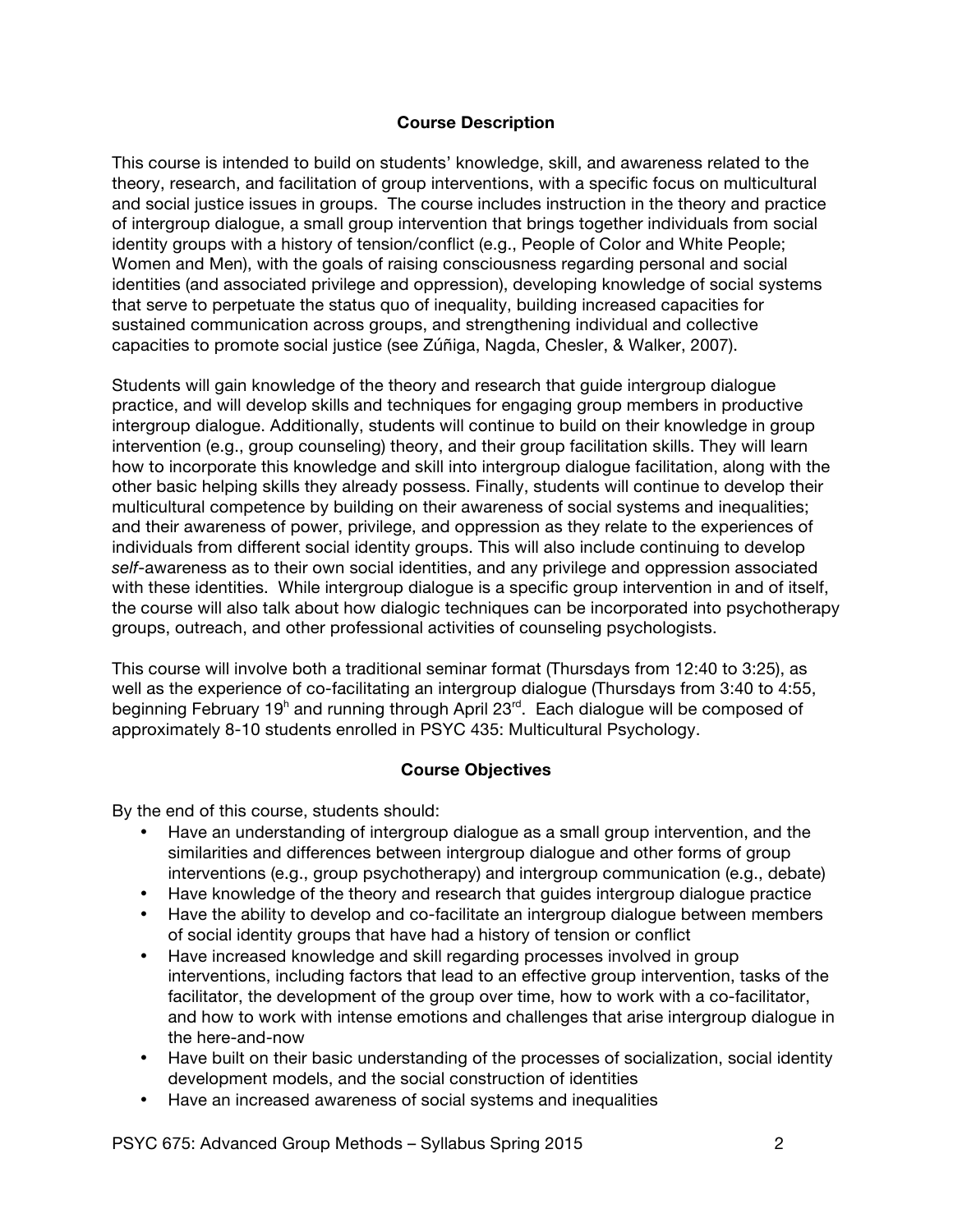## Course Description

This course is intended to build on students' knowledge, skill, and awareness related to the theory, research, and facilitation of group interventions, with a specific focus on multicultural and social justice issues in groups. The course includes instruction in the theory and practice of intergroup dialogue, a small group intervention that brings together individuals from social identity groups with a history of tension/conflict (e.g., People of Color and White People; Women and Men), with the goals of raising consciousness regarding personal and social identities (and associated privilege and oppression), developing knowledge of social systems that serve to perpetuate the status quo of inequality, building increased capacities for sustained communication across groups, and strengthening individual and collective capacities to promote social justice (see Zúñiga, Nagda, Chesler, & Walker, 2007).

Students will gain knowledge of the theory and research that guide intergroup dialogue practice, and will develop skills and techniques for engaging group members in productive intergroup dialogue. Additionally, students will continue to build on their knowledge in group intervention (e.g., group counseling) theory, and their group facilitation skills. They will learn how to incorporate this knowledge and skill into intergroup dialogue facilitation, along with the other basic helping skills they already possess. Finally, students will continue to develop their multicultural competence by building on their awareness of social systems and inequalities; and their awareness of power, privilege, and oppression as they relate to the experiences of individuals from different social identity groups. This will also include continuing to develop *self*-awareness as to their own social identities, and any privilege and oppression associated with these identities. While intergroup dialogue is a specific group intervention in and of itself, the course will also talk about how dialogic techniques can be incorporated into psychotherapy groups, outreach, and other professional activities of counseling psychologists.

This course will involve both a traditional seminar format (Thursdays from 12:40 to 3:25), as well as the experience of co-facilitating an intergroup dialogue (Thursdays from 3:40 to 4:55, beginning February 19h and running through April 23rd. Each dialogue will be composed of approximately 8-10 students enrolled in PSYC 435: Multicultural Psychology.

## Course Objectives

By the end of this course, students should:

- Have an understanding of intergroup dialogue as a small group intervention, and the similarities and differences between intergroup dialogue and other forms of group interventions (e.g., group psychotherapy) and intergroup communication (e.g., debate)
- Have knowledge of the theory and research that guides intergroup dialogue practice
- Have the ability to develop and co-facilitate an intergroup dialogue between members of social identity groups that have had a history of tension or conflict
- Have increased knowledge and skill regarding processes involved in group interventions, including factors that lead to an effective group intervention, tasks of the facilitator, the development of the group over time, how to work with a co-facilitator, and how to work with intense emotions and challenges that arise intergroup dialogue in the here-and-now
- Have built on their basic understanding of the processes of socialization, social identity development models, and the social construction of identities
- Have an increased awareness of social systems and inequalities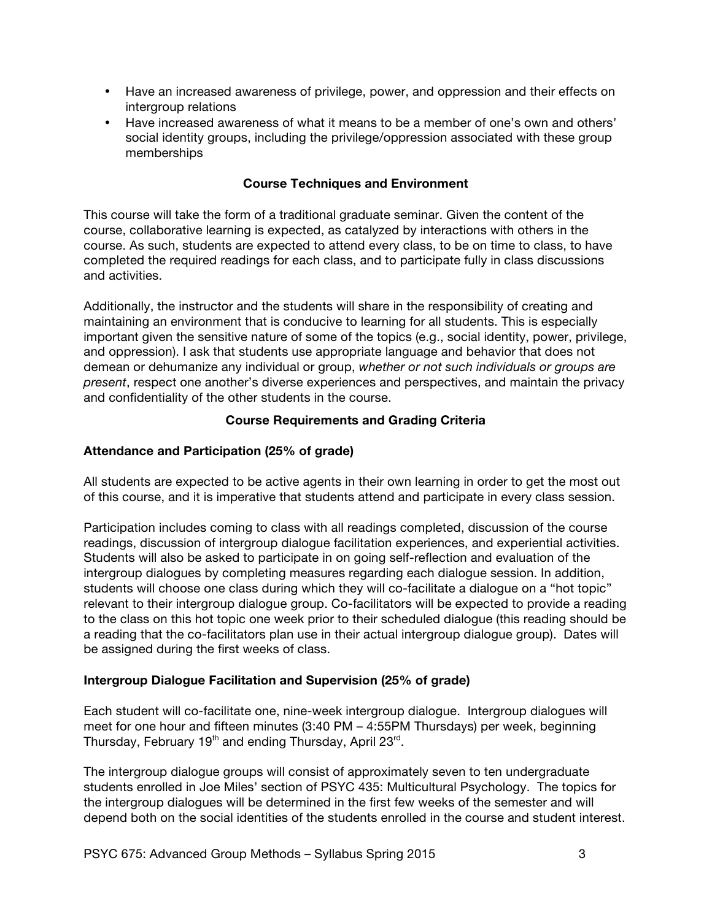- Have an increased awareness of privilege, power, and oppression and their effects on intergroup relations
- Have increased awareness of what it means to be a member of one's own and others' social identity groups, including the privilege/oppression associated with these group memberships

### Course Techniques and Environment

This course will take the form of a traditional graduate seminar. Given the content of the course, collaborative learning is expected, as catalyzed by interactions with others in the course. As such, students are expected to attend every class, to be on time to class, to have completed the required readings for each class, and to participate fully in class discussions and activities.

Additionally, the instructor and the students will share in the responsibility of creating and maintaining an environment that is conducive to learning for all students. This is especially important given the sensitive nature of some of the topics (e.g., social identity, power, privilege, and oppression). I ask that students use appropriate language and behavior that does not demean or dehumanize any individual or group, *whether or not such individuals or groups are present*, respect one another's diverse experiences and perspectives, and maintain the privacy and confidentiality of the other students in the course.

### Course Requirements and Grading Criteria

**Attendance and Participation (25% of grade)**

All students are expected to be active agents in their own learning in order to get the most out of this course, and it is imperative that students attend and participate in every class session.

Participation includes coming to class with all readings completed, discussion of the course readings, discussion of intergroup dialogue facilitation experiences, and experiential activities. Students will also be asked to participate in on going self-reflection and evaluation of the intergroup dialogues by completing measures regarding each dialogue session. In addition, students will choose one class during which they will co-facilitate a dialogue on a "hot topic" relevant to their intergroup dialogue group. Co-facilitators will be expected to provide a reading to the class on this hot topic one week prior to their scheduled dialogue (this reading should be a reading that the co-facilitators plan use in their actual intergroup dialogue group). Dates will be assigned during the first weeks of class.

**Intergroup Dialogue Facilitation and Supervision (25% of grade)**

Each student will co-facilitate one, nine-week intergroup dialogue. Intergroup dialogues will meet for one hour and fifteen minutes (3:40 PM – 4:55PM Thursdays) per week, beginning Thursday, February 19th and ending Thursday, April 23rd.

The intergroup dialogue groups will consist of approximately seven to ten undergraduate students enrolled in Joe Miles' section of PSYC 435: Multicultural Psychology. The topics for the intergroup dialogues will be determined in the first few weeks of the semester and will depend both on the social identities of the students enrolled in the course and student interest.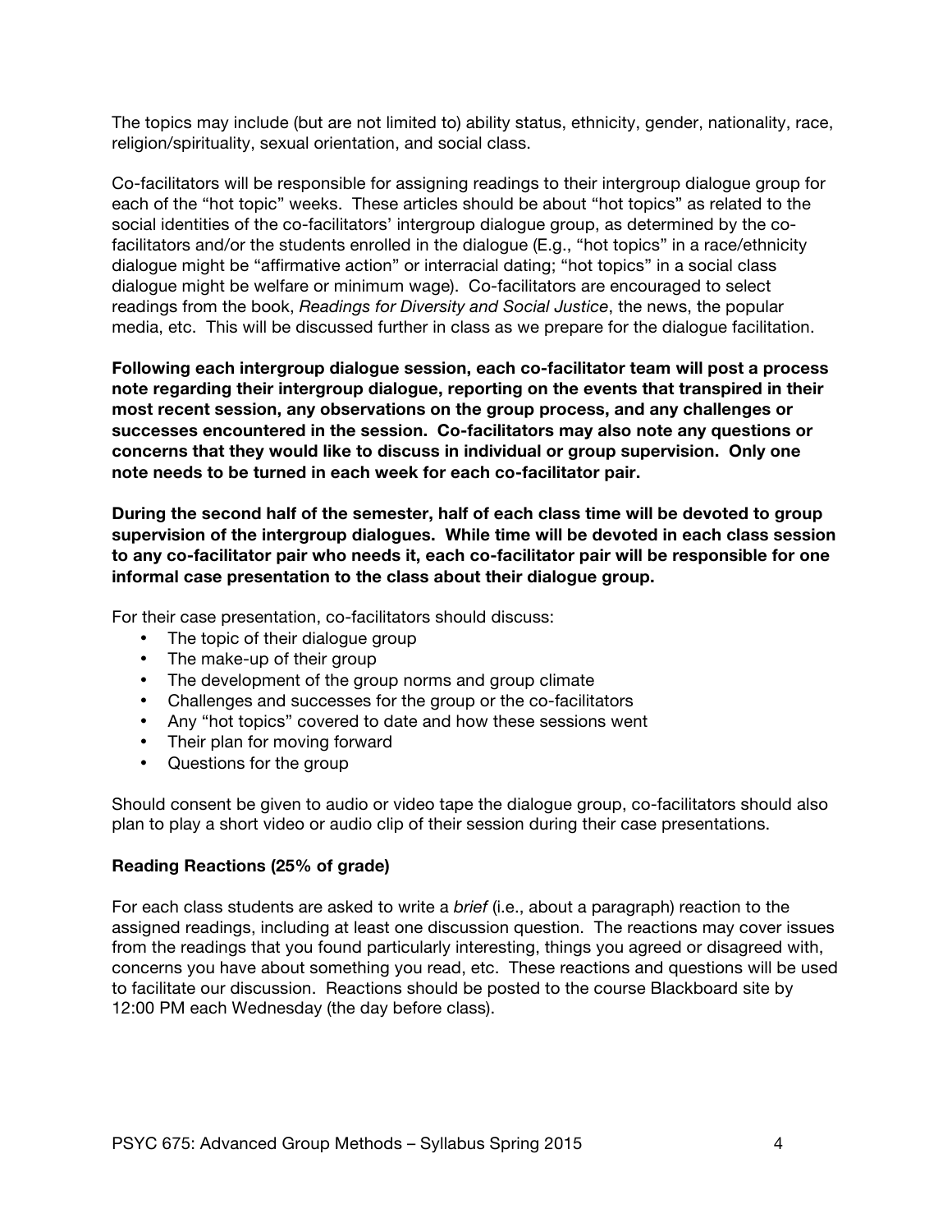The topics may include (but are not limited to) ability status, ethnicity, gender, nationality, race, religion/spirituality, sexual orientation, and social class.

Co-facilitators will be responsible for assigning readings to their intergroup dialogue group for each of the "hot topic" weeks. These articles should be about "hot topics" as related to the social identities of the co-facilitators' intergroup dialogue group, as determined by the co-facilitators and/or the students enrolled in the dialogue (E.g., "hot topics" in a race/ethnicity dialogue might be "affirmative action" or interracial dating; "hot topics" in a social class dialogue might be welfare or minimum wage). Co-facilitators are encouraged to select readings from the book, *Readings for Diversity and Social Justice*, the news, the popular media, etc. This will be discussed further in class as we prepare for the dialogue facilitation.

**Following each intergroup dialogue session, each co-facilitator team will post a process note regarding their intergroup dialogue, reporting on the events that transpired in their most recent session, any observations on the group process, and any challenges or successes encountered in the session. Co-facilitators may also note any questions or concerns that they would like to discuss in individual or group supervision. Only one note needs to be turned in each week for each co-facilitator pair.**

**During the second half of the semester, half of each class time will be devoted to group supervision of the intergroup dialogues. While time will be devoted in each class session to any co-facilitator pair who needs it, each co-facilitator pair will be responsible for one informal case presentation to the class about their dialogue group.**

For their case presentation, co-facilitators should discuss:

- The topic of their dialogue group
- The make-up of their group
- The development of the group norms and group climate
- Challenges and successes for the group or the co-facilitators
- Any "hot topics" covered to date and how these sessions went
- Their plan for moving forward
- Questions for the group

Should consent be given to audio or video tape the dialogue group, co-facilitators should also plan to play a short video or audio clip of their session during their case presentations.

**Reading Reactions (25% of grade)**

For each class students are asked to write a *brief* (i.e., about a paragraph) reaction to the assigned readings, including at least one discussion question. The reactions may cover issues from the readings that you found particularly interesting, things you agreed or disagreed with, concerns you have about something you read, etc. These reactions and questions will be used to facilitate our discussion. Reactions should be posted to the course Blackboard site by 12:00 PM each Wednesday (the day before class).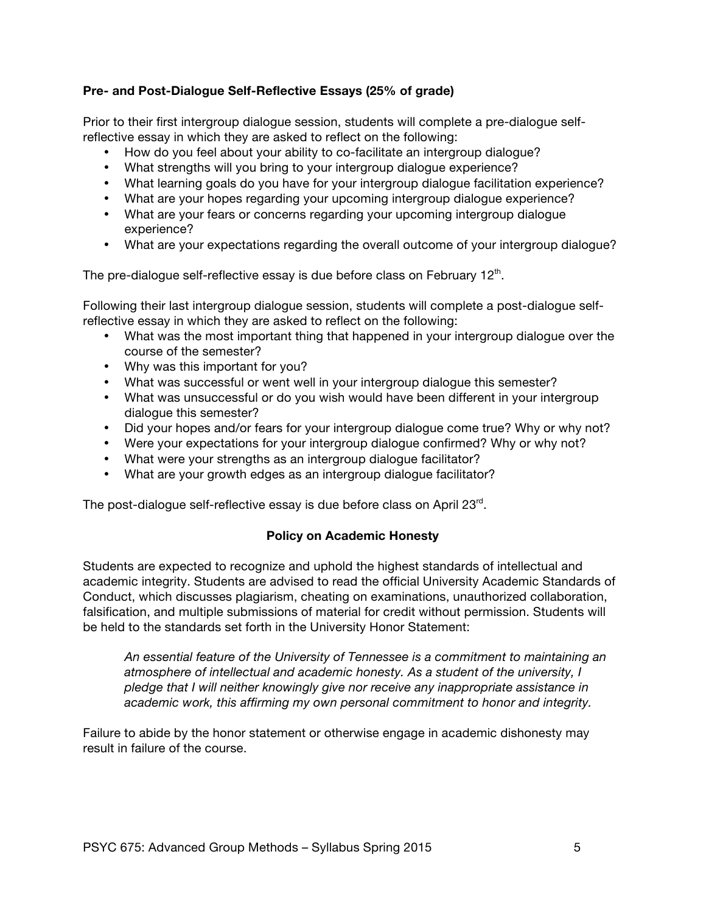**Pre- and Post-Dialogue Self-Reflective Essays (25% of grade)**

Prior to their first intergroup dialogue session, students will complete a pre-dialogue self-reflective essay in which they are asked to reflect on the following:

- How do you feel about your ability to co-facilitate an intergroup dialogue?
- What strengths will you bring to your intergroup dialogue experience?
- What learning goals do you have for your intergroup dialogue facilitation experience?
- What are your hopes regarding your upcoming intergroup dialogue experience?
- What are your fears or concerns regarding your upcoming intergroup dialogue experience?
- What are your expectations regarding the overall outcome of your intergroup dialogue?

The pre-dialogue self-reflective essay is due before class on February 12th.

Following their last intergroup dialogue session, students will complete a post-dialogue self-reflective essay in which they are asked to reflect on the following:

- What was the most important thing that happened in your intergroup dialogue over the course of the semester?
- Why was this important for you?
- What was successful or went well in your intergroup dialogue this semester?
- What was unsuccessful or do you wish would have been different in your intergroup dialogue this semester?
- Did your hopes and/or fears for your intergroup dialogue come true? Why or why not?
- Were your expectations for your intergroup dialogue confirmed? Why or why not?
- What were your strengths as an intergroup dialogue facilitator?
- What are your growth edges as an intergroup dialogue facilitator?

The post-dialogue self-reflective essay is due before class on April 23rd.

## Policy on Academic Honesty

Students are expected to recognize and uphold the highest standards of intellectual and academic integrity. Students are advised to read the official University Academic Standards of Conduct, which discusses plagiarism, cheating on examinations, unauthorized collaboration, falsification, and multiple submissions of material for credit without permission. Students will be held to the standards set forth in the University Honor Statement:

> *An essential feature of the University of Tennessee is a commitment to maintaining an atmosphere of intellectual and academic honesty. As a student of the university, I pledge that I will neither knowingly give nor receive any inappropriate assistance in academic work, this affirming my own personal commitment to honor and integrity.*

Failure to abide by the honor statement or otherwise engage in academic dishonesty may result in failure of the course.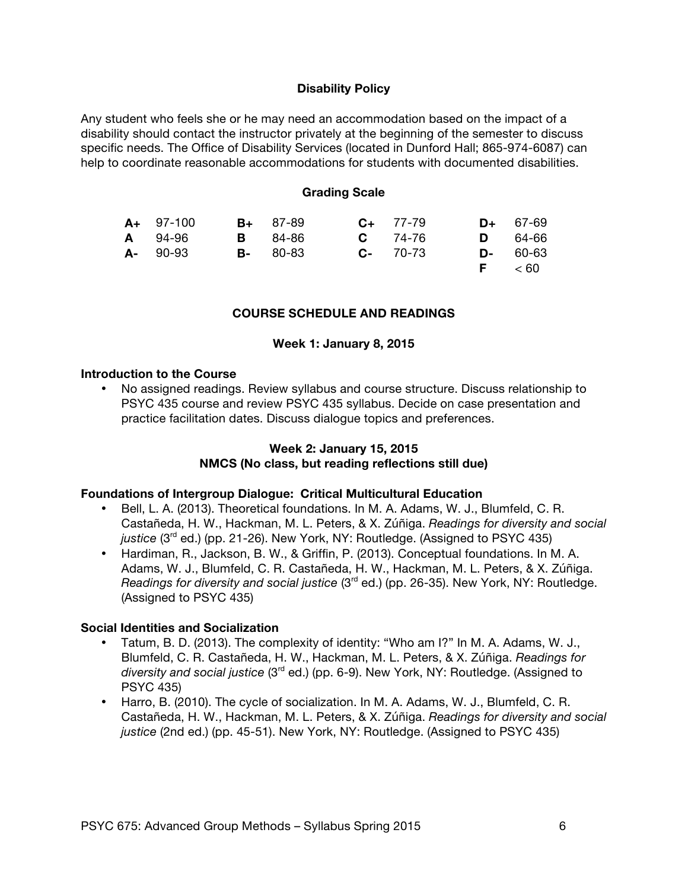### Disability Policy

Any student who feels she or he may need an accommodation based on the impact of a disability should contact the instructor privately at the beginning of the semester to discuss specific needs. The Office of Disability Services (located in Dunford Hall; 865-974-6087) can help to coordinate reasonable accommodations for students with documented disabilities.

### Grading Scale

| | | | | | | | |
|---|---|---|---|---|---|---|---|
| **A+** | 97-100 | **B+** | 87-89 | **C+** | 77-79 | **D+** | 67-69 |
| **A** | 94-96 | **B** | 84-86 | **C** | 74-76 | **D** | 64-66 |
| **A-** | 90-93 | **B-** | 80-83 | **C-** | 70-73 | **D-** | 60-63 |
| | | | | | | **F** | < 60 |

## COURSE SCHEDULE AND READINGS

### Week 1: January 8, 2015

**Introduction to the Course**

- No assigned readings. Review syllabus and course structure. Discuss relationship to PSYC 435 course and review PSYC 435 syllabus. Decide on case presentation and practice facilitation dates. Discuss dialogue topics and preferences.

### Week 2: January 15, 2015
### NMCS (No class, but reading reflections still due)

**Foundations of Intergroup Dialogue: Critical Multicultural Education**

- Bell, L. A. (2013). Theoretical foundations. In M. A. Adams, W. J., Blumfeld, C. R. Castañeda, H. W., Hackman, M. L. Peters, & X. Zúñiga. *Readings for diversity and social justice* (3rd ed.) (pp. 21-26). New York, NY: Routledge. (Assigned to PSYC 435)
- Hardiman, R., Jackson, B. W., & Griffin, P. (2013). Conceptual foundations. In M. A. Adams, W. J., Blumfeld, C. R. Castañeda, H. W., Hackman, M. L. Peters, & X. Zúñiga. *Readings for diversity and social justice* (3rd ed.) (pp. 26-35). New York, NY: Routledge. (Assigned to PSYC 435)

**Social Identities and Socialization**

- Tatum, B. D. (2013). The complexity of identity: "Who am I?" In M. A. Adams, W. J., Blumfeld, C. R. Castañeda, H. W., Hackman, M. L. Peters, & X. Zúñiga. *Readings for diversity and social justice* (3rd ed.) (pp. 6-9). New York, NY: Routledge. (Assigned to PSYC 435)
- Harro, B. (2010). The cycle of socialization. In M. A. Adams, W. J., Blumfeld, C. R. Castañeda, H. W., Hackman, M. L. Peters, & X. Zúñiga. *Readings for diversity and social justice* (2nd ed.) (pp. 45-51). New York, NY: Routledge. (Assigned to PSYC 435)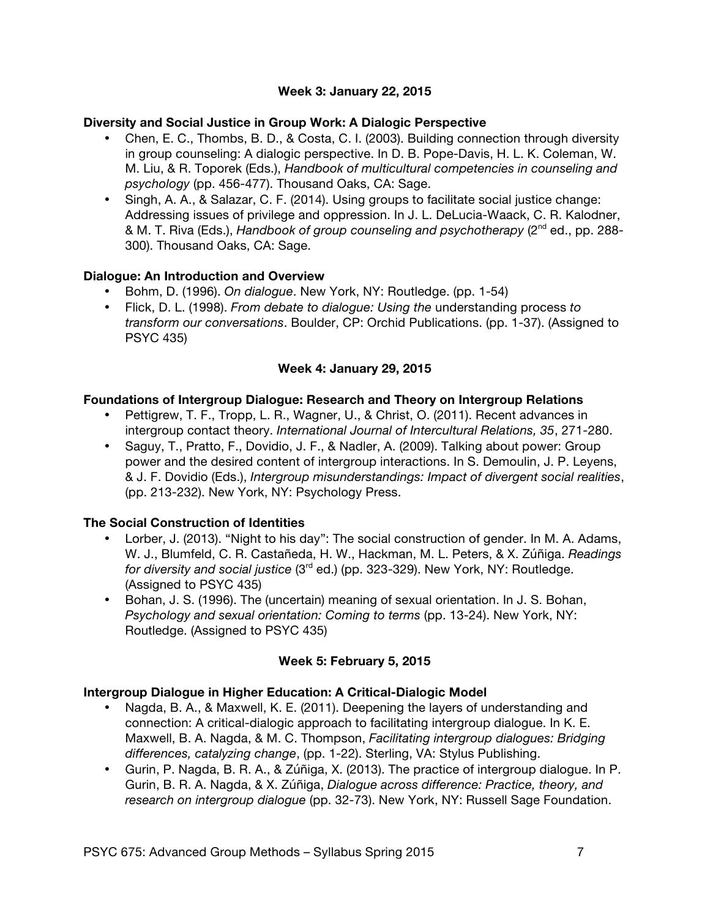### Week 3: January 22, 2015

**Diversity and Social Justice in Group Work: A Dialogic Perspective**

- Chen, E. C., Thombs, B. D., & Costa, C. I. (2003). Building connection through diversity in group counseling: A dialogic perspective. In D. B. Pope-Davis, H. L. K. Coleman, W. M. Liu, & R. Toporek (Eds.), *Handbook of multicultural competencies in counseling and psychology* (pp. 456-477). Thousand Oaks, CA: Sage.
- Singh, A. A., & Salazar, C. F. (2014). Using groups to facilitate social justice change: Addressing issues of privilege and oppression. In J. L. DeLucia-Waack, C. R. Kalodner, & M. T. Riva (Eds.), *Handbook of group counseling and psychotherapy* (2nd ed., pp. 288-300). Thousand Oaks, CA: Sage.

**Dialogue: An Introduction and Overview**

- Bohm, D. (1996). *On dialogue*. New York, NY: Routledge. (pp. 1-54)
- Flick, D. L. (1998). *From debate to dialogue: Using the* understanding process *to transform our conversations*. Boulder, CP: Orchid Publications. (pp. 1-37). (Assigned to PSYC 435)

### Week 4: January 29, 2015

**Foundations of Intergroup Dialogue: Research and Theory on Intergroup Relations**

- Pettigrew, T. F., Tropp, L. R., Wagner, U., & Christ, O. (2011). Recent advances in intergroup contact theory. *International Journal of Intercultural Relations, 35*, 271-280.
- Saguy, T., Pratto, F., Dovidio, J. F., & Nadler, A. (2009). Talking about power: Group power and the desired content of intergroup interactions. In S. Demoulin, J. P. Leyens, & J. F. Dovidio (Eds.), *Intergroup misunderstandings: Impact of divergent social realities*, (pp. 213-232). New York, NY: Psychology Press.

**The Social Construction of Identities**

- Lorber, J. (2013). "Night to his day": The social construction of gender. In M. A. Adams, W. J., Blumfeld, C. R. Castañeda, H. W., Hackman, M. L. Peters, & X. Zúñiga. *Readings for diversity and social justice* (3rd ed.) (pp. 323-329). New York, NY: Routledge. (Assigned to PSYC 435)
- Bohan, J. S. (1996). The (uncertain) meaning of sexual orientation. In J. S. Bohan, *Psychology and sexual orientation: Coming to terms* (pp. 13-24). New York, NY: Routledge. (Assigned to PSYC 435)

### Week 5: February 5, 2015

**Intergroup Dialogue in Higher Education: A Critical-Dialogic Model**

- Nagda, B. A., & Maxwell, K. E. (2011). Deepening the layers of understanding and connection: A critical-dialogic approach to facilitating intergroup dialogue. In K. E. Maxwell, B. A. Nagda, & M. C. Thompson, *Facilitating intergroup dialogues: Bridging differences, catalyzing change*, (pp. 1-22). Sterling, VA: Stylus Publishing.
- Gurin, P. Nagda, B. R. A., & Zúñiga, X. (2013). The practice of intergroup dialogue. In P. Gurin, B. R. A. Nagda, & X. Zúñiga, *Dialogue across difference: Practice, theory, and research on intergroup dialogue* (pp. 32-73). New York, NY: Russell Sage Foundation.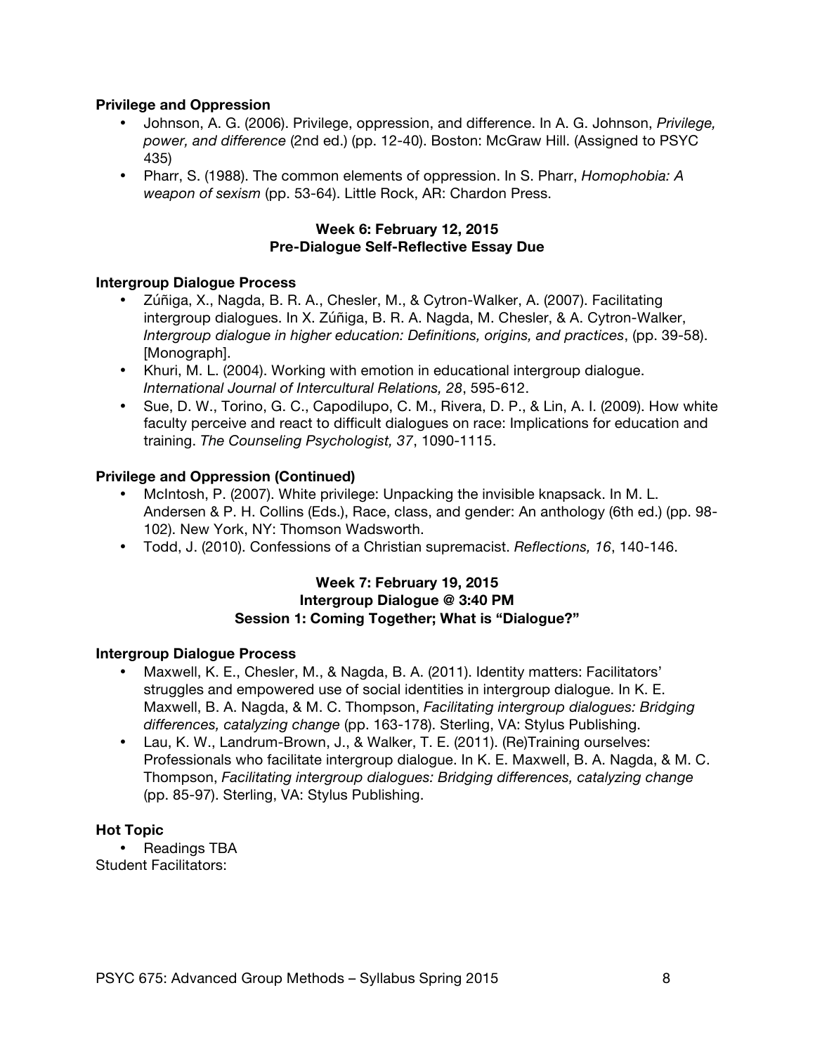**Privilege and Oppression**

- Johnson, A. G. (2006). Privilege, oppression, and difference. In A. G. Johnson, *Privilege, power, and difference* (2nd ed.) (pp. 12-40). Boston: McGraw Hill. (Assigned to PSYC 435)
- Pharr, S. (1988). The common elements of oppression. In S. Pharr, *Homophobia: A weapon of sexism* (pp. 53-64). Little Rock, AR: Chardon Press.

**Week 6: February 12, 2015**
**Pre-Dialogue Self-Reflective Essay Due**

**Intergroup Dialogue Process**

- Zúñiga, X., Nagda, B. R. A., Chesler, M., & Cytron-Walker, A. (2007). Facilitating intergroup dialogues. In X. Zúñiga, B. R. A. Nagda, M. Chesler, & A. Cytron-Walker, *Intergroup dialogue in higher education: Definitions, origins, and practices*, (pp. 39-58). [Monograph].
- Khuri, M. L. (2004). Working with emotion in educational intergroup dialogue. *International Journal of Intercultural Relations, 28*, 595-612.
- Sue, D. W., Torino, G. C., Capodilupo, C. M., Rivera, D. P., & Lin, A. I. (2009). How white faculty perceive and react to difficult dialogues on race: Implications for education and training. *The Counseling Psychologist, 37*, 1090-1115.

**Privilege and Oppression (Continued)**

- McIntosh, P. (2007). White privilege: Unpacking the invisible knapsack. In M. L. Andersen & P. H. Collins (Eds.), Race, class, and gender: An anthology (6th ed.) (pp. 98-102). New York, NY: Thomson Wadsworth.
- Todd, J. (2010). Confessions of a Christian supremacist. *Reflections, 16*, 140-146.

**Week 7: February 19, 2015**
**Intergroup Dialogue @ 3:40 PM**
**Session 1: Coming Together; What is "Dialogue?"**

**Intergroup Dialogue Process**

- Maxwell, K. E., Chesler, M., & Nagda, B. A. (2011). Identity matters: Facilitators' struggles and empowered use of social identities in intergroup dialogue. In K. E. Maxwell, B. A. Nagda, & M. C. Thompson, *Facilitating intergroup dialogues: Bridging differences, catalyzing change* (pp. 163-178). Sterling, VA: Stylus Publishing.
- Lau, K. W., Landrum-Brown, J., & Walker, T. E. (2011). (Re)Training ourselves: Professionals who facilitate intergroup dialogue. In K. E. Maxwell, B. A. Nagda, & M. C. Thompson, *Facilitating intergroup dialogues: Bridging differences, catalyzing change* (pp. 85-97). Sterling, VA: Stylus Publishing.

**Hot Topic**

- Readings TBA

Student Facilitators: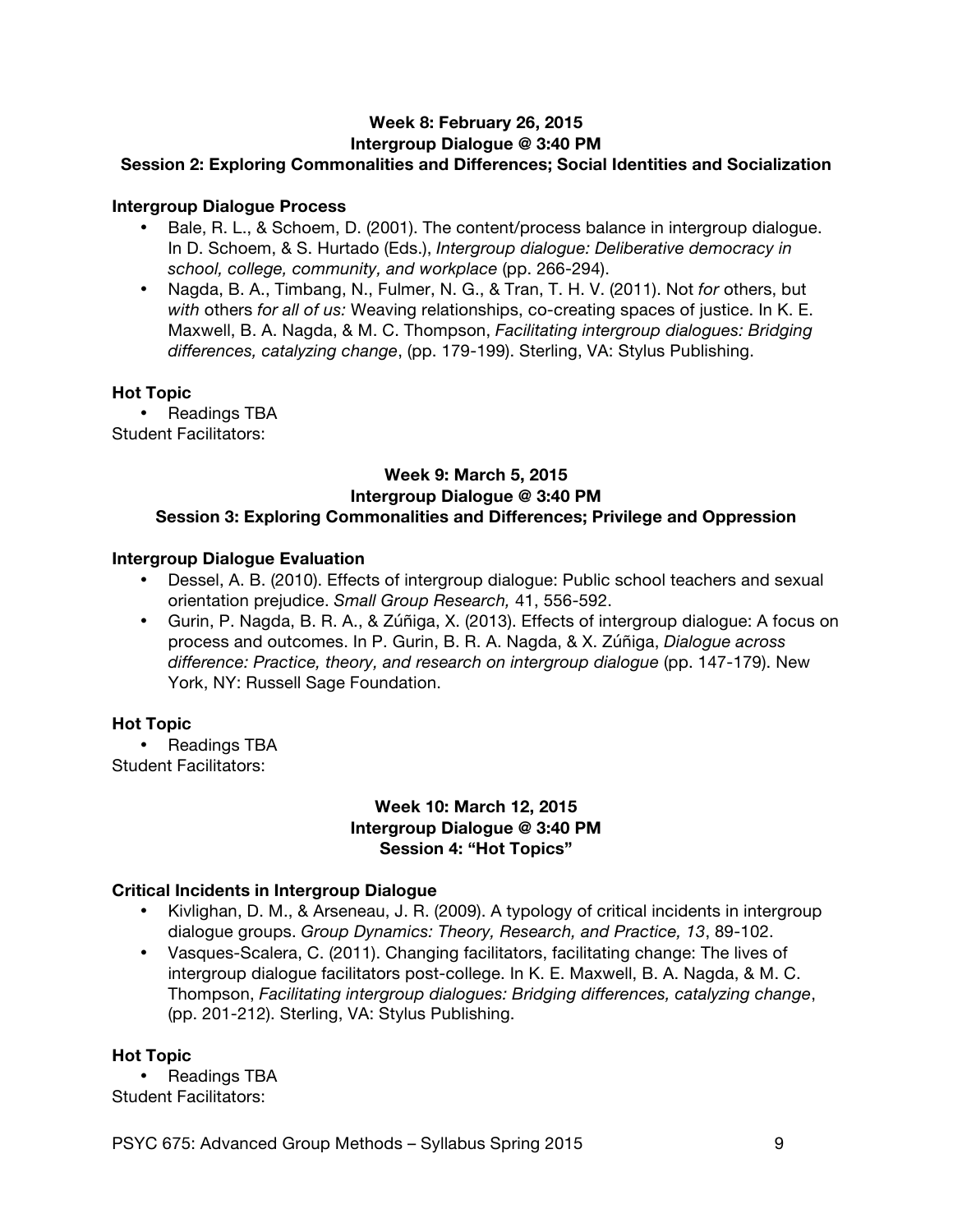**Week 8: February 26, 2015**
**Intergroup Dialogue @ 3:40 PM**
**Session 2: Exploring Commonalities and Differences; Social Identities and Socialization**

**Intergroup Dialogue Process**

- Bale, R. L., & Schoem, D. (2001). The content/process balance in intergroup dialogue. In D. Schoem, & S. Hurtado (Eds.), *Intergroup dialogue: Deliberative democracy in school, college, community, and workplace* (pp. 266-294).
- Nagda, B. A., Timbang, N., Fulmer, N. G., & Tran, T. H. V. (2011). Not *for* others, but *with* others *for all of us:* Weaving relationships, co-creating spaces of justice. In K. E. Maxwell, B. A. Nagda, & M. C. Thompson, *Facilitating intergroup dialogues: Bridging differences, catalyzing change*, (pp. 179-199). Sterling, VA: Stylus Publishing.

**Hot Topic**

- Readings TBA

Student Facilitators:

**Week 9: March 5, 2015**
**Intergroup Dialogue @ 3:40 PM**
**Session 3: Exploring Commonalities and Differences; Privilege and Oppression**

**Intergroup Dialogue Evaluation**

- Dessel, A. B. (2010). Effects of intergroup dialogue: Public school teachers and sexual orientation prejudice. *Small Group Research,* 41, 556-592.
- Gurin, P. Nagda, B. R. A., & Zúñiga, X. (2013). Effects of intergroup dialogue: A focus on process and outcomes. In P. Gurin, B. R. A. Nagda, & X. Zúñiga, *Dialogue across difference: Practice, theory, and research on intergroup dialogue* (pp. 147-179). New York, NY: Russell Sage Foundation.

**Hot Topic**

- Readings TBA

Student Facilitators:

**Week 10: March 12, 2015**
**Intergroup Dialogue @ 3:40 PM**
**Session 4: "Hot Topics"**

**Critical Incidents in Intergroup Dialogue**

- Kivlighan, D. M., & Arseneau, J. R. (2009). A typology of critical incidents in intergroup dialogue groups. *Group Dynamics: Theory, Research, and Practice, 13*, 89-102.
- Vasques-Scalera, C. (2011). Changing facilitators, facilitating change: The lives of intergroup dialogue facilitators post-college. In K. E. Maxwell, B. A. Nagda, & M. C. Thompson, *Facilitating intergroup dialogues: Bridging differences, catalyzing change*, (pp. 201-212). Sterling, VA: Stylus Publishing.

**Hot Topic**

- Readings TBA

Student Facilitators: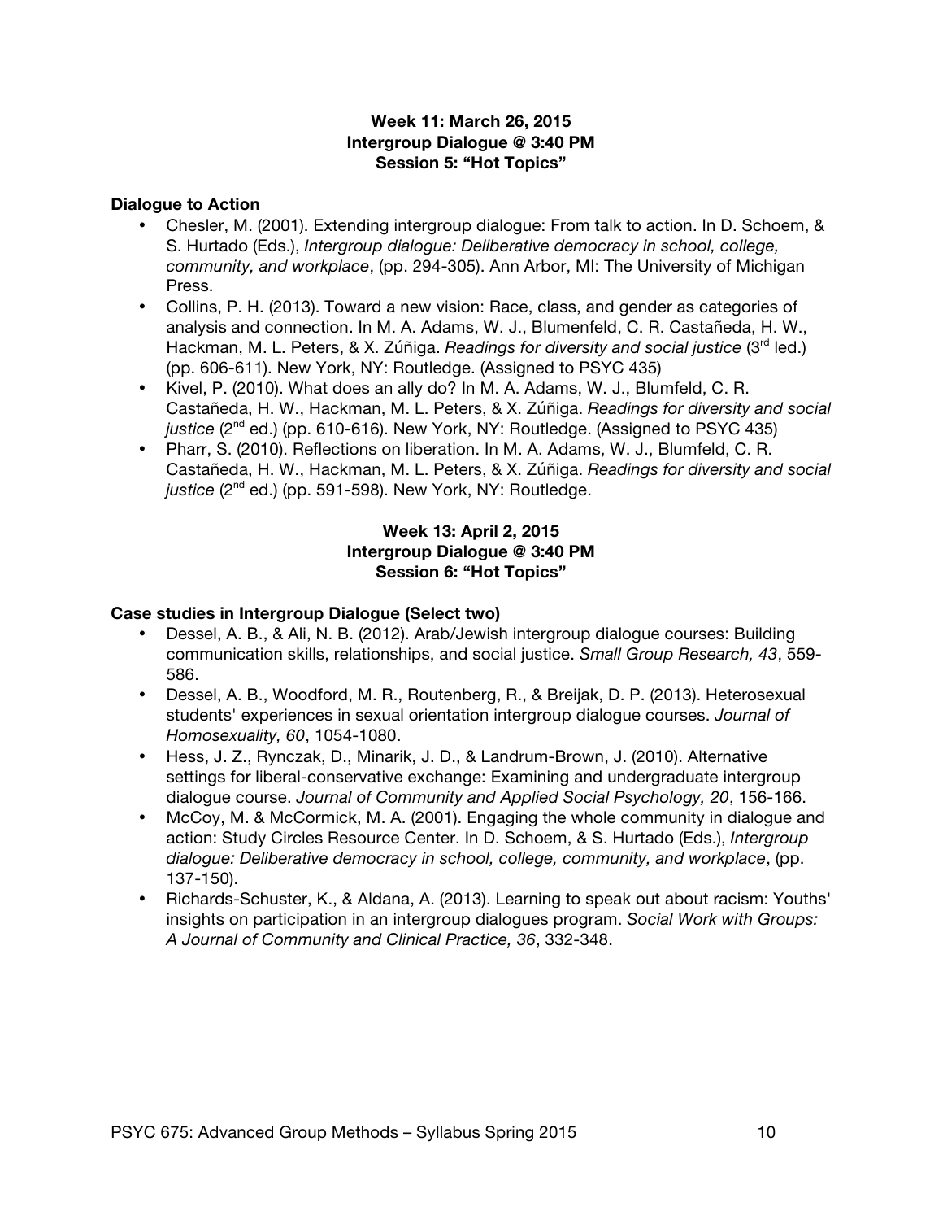**Week 11: March 26, 2015**
**Intergroup Dialogue @ 3:40 PM**
**Session 5: "Hot Topics"**

**Dialogue to Action**

- Chesler, M. (2001). Extending intergroup dialogue: From talk to action. In D. Schoem, & S. Hurtado (Eds.), *Intergroup dialogue: Deliberative democracy in school, college, community, and workplace*, (pp. 294-305). Ann Arbor, MI: The University of Michigan Press.
- Collins, P. H. (2013). Toward a new vision: Race, class, and gender as categories of analysis and connection. In M. A. Adams, W. J., Blumenfeld, C. R. Castañeda, H. W., Hackman, M. L. Peters, & X. Zúñiga. *Readings for diversity and social justice* (3rd led.) (pp. 606-611). New York, NY: Routledge. (Assigned to PSYC 435)
- Kivel, P. (2010). What does an ally do? In M. A. Adams, W. J., Blumfeld, C. R. Castañeda, H. W., Hackman, M. L. Peters, & X. Zúñiga. *Readings for diversity and social justice* (2nd ed.) (pp. 610-616). New York, NY: Routledge. (Assigned to PSYC 435)
- Pharr, S. (2010). Reflections on liberation. In M. A. Adams, W. J., Blumfeld, C. R. Castañeda, H. W., Hackman, M. L. Peters, & X. Zúñiga. *Readings for diversity and social justice* (2nd ed.) (pp. 591-598). New York, NY: Routledge.

**Week 13: April 2, 2015**
**Intergroup Dialogue @ 3:40 PM**
**Session 6: "Hot Topics"**

**Case studies in Intergroup Dialogue (Select two)**

- Dessel, A. B., & Ali, N. B. (2012). Arab/Jewish intergroup dialogue courses: Building communication skills, relationships, and social justice. *Small Group Research, 43*, 559-586.
- Dessel, A. B., Woodford, M. R., Routenberg, R., & Breijak, D. P. (2013). Heterosexual students' experiences in sexual orientation intergroup dialogue courses. *Journal of Homosexuality, 60*, 1054-1080.
- Hess, J. Z., Rynczak, D., Minarik, J. D., & Landrum-Brown, J. (2010). Alternative settings for liberal-conservative exchange: Examining and undergraduate intergroup dialogue course. *Journal of Community and Applied Social Psychology, 20*, 156-166.
- McCoy, M. & McCormick, M. A. (2001). Engaging the whole community in dialogue and action: Study Circles Resource Center. In D. Schoem, & S. Hurtado (Eds.), *Intergroup dialogue: Deliberative democracy in school, college, community, and workplace*, (pp. 137-150).
- Richards-Schuster, K., & Aldana, A. (2013). Learning to speak out about racism: Youths' insights on participation in an intergroup dialogues program. *Social Work with Groups: A Journal of Community and Clinical Practice, 36*, 332-348.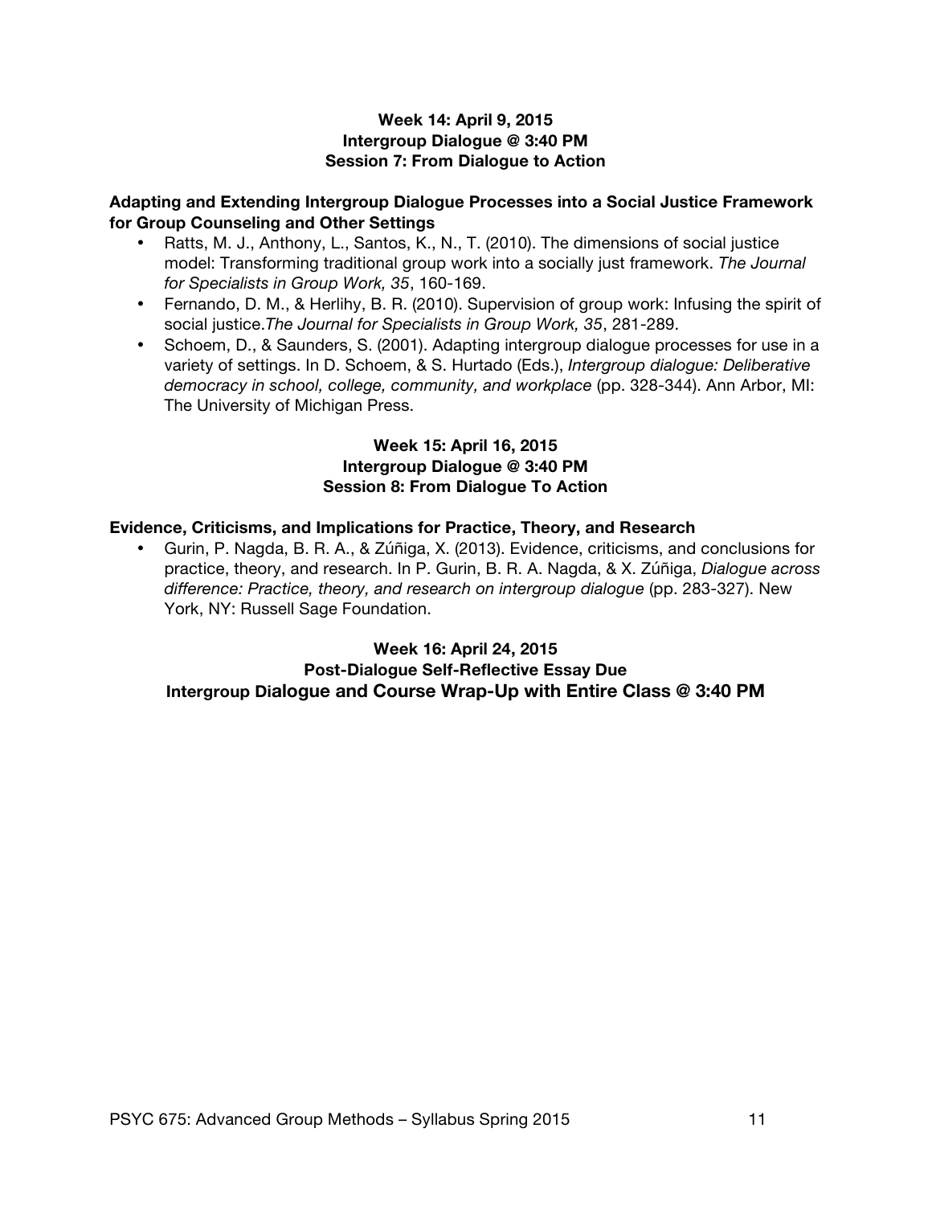**Week 14: April 9, 2015**
**Intergroup Dialogue @ 3:40 PM**
**Session 7: From Dialogue to Action**

**Adapting and Extending Intergroup Dialogue Processes into a Social Justice Framework for Group Counseling and Other Settings**

- Ratts, M. J., Anthony, L., Santos, K., N., T. (2010). The dimensions of social justice model: Transforming traditional group work into a socially just framework. *The Journal for Specialists in Group Work, 35*, 160-169.
- Fernando, D. M., & Herlihy, B. R. (2010). Supervision of group work: Infusing the spirit of social justice.*The Journal for Specialists in Group Work, 35*, 281-289.
- Schoem, D., & Saunders, S. (2001). Adapting intergroup dialogue processes for use in a variety of settings. In D. Schoem, & S. Hurtado (Eds.), *Intergroup dialogue: Deliberative democracy in school, college, community, and workplace* (pp. 328-344). Ann Arbor, MI: The University of Michigan Press.

**Week 15: April 16, 2015**
**Intergroup Dialogue @ 3:40 PM**
**Session 8: From Dialogue To Action**

**Evidence, Criticisms, and Implications for Practice, Theory, and Research**

- Gurin, P. Nagda, B. R. A., & Zúñiga, X. (2013). Evidence, criticisms, and conclusions for practice, theory, and research. In P. Gurin, B. R. A. Nagda, & X. Zúñiga, *Dialogue across difference: Practice, theory, and research on intergroup dialogue* (pp. 283-327). New York, NY: Russell Sage Foundation.

**Week 16: April 24, 2015**
**Post-Dialogue Self-Reflective Essay Due**
**Intergroup Dialogue and Course Wrap-Up with Entire Class @ 3:40 PM**